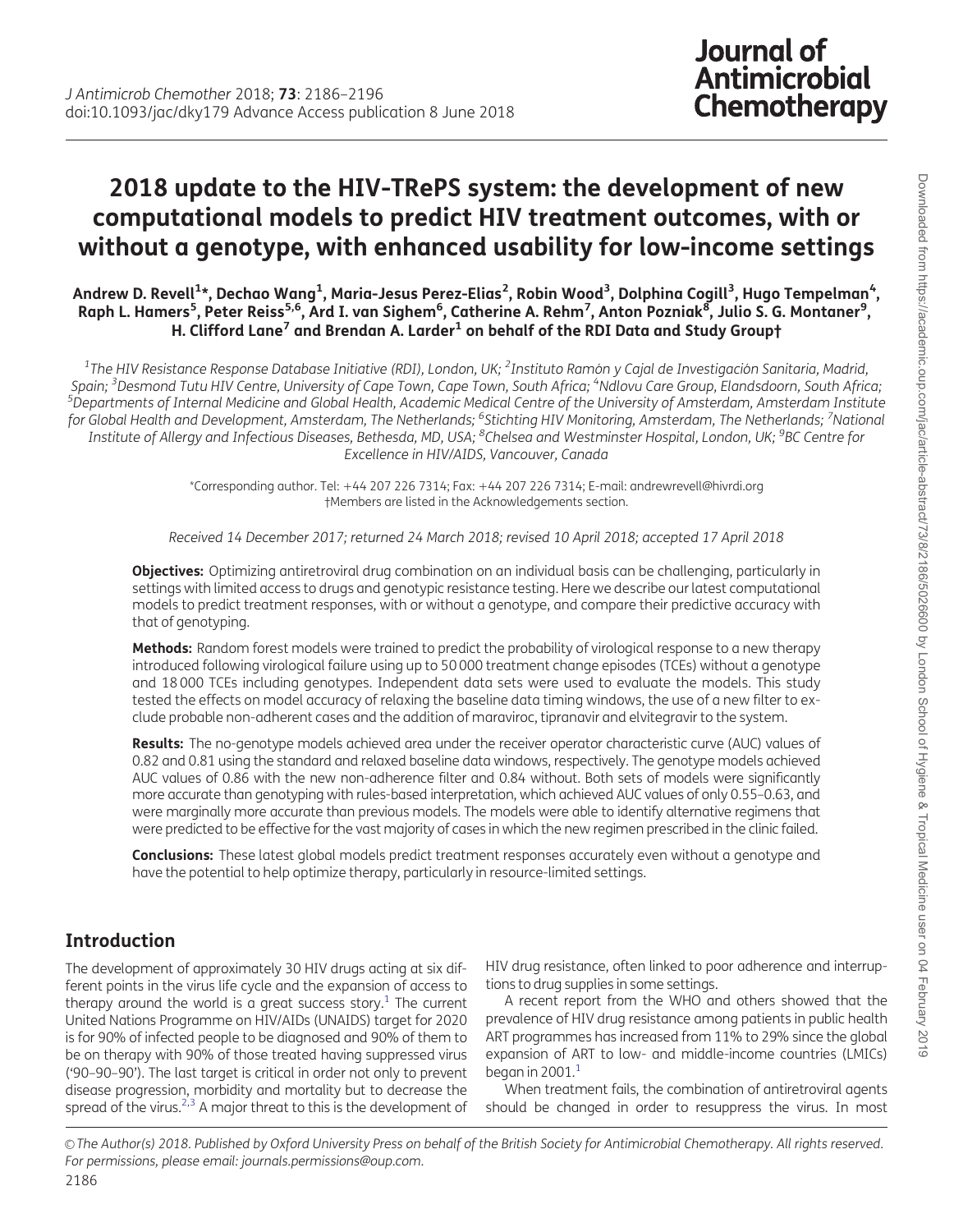# 2018 update to the HIV-TRePS system: the development of new computational models to predict HIV treatment outcomes, with or without a genotype, with enhanced usability for low-income settings

**Andrew D. Revell[1]*, Dechao Wang[1], Maria-Jesus Perez-Elias[2], Robin Wood[3], Dolphina Cogill[3], Hugo Tempelman[4], Raph L. Hamers[5], Peter Reiss[5,6], Ard I. van Sighem[6], Catherine A. Rehm[7], Anton Pozniak[8], Julio S. G. Montaner[9], H. Clifford Lane[7] and Brendan A. Larder[1] on behalf of the RDI Data and Study Group†**

[1]The HIV Resistance Response Database Initiative (RDI), London, UK; [2]Instituto Ramón y Cajal de Investigación Sanitaria, Madrid, Spain; [3]Desmond Tutu HIV Centre, University of Cape Town, Cape Town, South Africa; [4]Ndlovu Care Group, Elandsdoorn, South Africa; [5]Departments of Internal Medicine and Global Health, Academic Medical Centre of the University of Amsterdam, Amsterdam Institute for Global Health and Development, Amsterdam, The Netherlands; [6]Stichting HIV Monitoring, Amsterdam, The Netherlands; [7]National Institute of Allergy and Infectious Diseases, Bethesda, MD, USA; [8]Chelsea and Westminster Hospital, London, UK; [9]BC Centre for Excellence in HIV/AIDS, Vancouver, Canada

*Corresponding author. Tel: +44 207 226 7314; Fax: +44 207 226 7314; E-mail: andrewrevell@hivrdi.org
†Members are listed in the Acknowledgements section.

*Received 14 December 2017; returned 24 March 2018; revised 10 April 2018; accepted 17 April 2018*

**Objectives:** Optimizing antiretroviral drug combination on an individual basis can be challenging, particularly in settings with limited access to drugs and genotypic resistance testing. Here we describe our latest computational models to predict treatment responses, with or without a genotype, and compare their predictive accuracy with that of genotyping.

**Methods:** Random forest models were trained to predict the probability of virological response to a new therapy introduced following virological failure using up to 50 000 treatment change episodes (TCEs) without a genotype and 18 000 TCEs including genotypes. Independent data sets were used to evaluate the models. This study tested the effects on model accuracy of relaxing the baseline data timing windows, the use of a new filter to exclude probable non-adherent cases and the addition of maraviroc, tipranavir and elvitegravir to the system.

**Results:** The no-genotype models achieved area under the receiver operator characteristic curve (AUC) values of 0.82 and 0.81 using the standard and relaxed baseline data windows, respectively. The genotype models achieved AUC values of 0.86 with the new non-adherence filter and 0.84 without. Both sets of models were significantly more accurate than genotyping with rules-based interpretation, which achieved AUC values of only 0.55–0.63, and were marginally more accurate than previous models. The models were able to identify alternative regimens that were predicted to be effective for the vast majority of cases in which the new regimen prescribed in the clinic failed.

**Conclusions:** These latest global models predict treatment responses accurately even without a genotype and have the potential to help optimize therapy, particularly in resource-limited settings.

## Introduction

The development of approximately 30 HIV drugs acting at six different points in the virus life cycle and the expansion of access to therapy around the world is a great success story.[1] The current United Nations Programme on HIV/AIDs (UNAIDS) target for 2020 is for 90% of infected people to be diagnosed and 90% of them to be on therapy with 90% of those treated having suppressed virus ('90–90–90'). The last target is critical in order not only to prevent disease progression, morbidity and mortality but to decrease the spread of the virus.[2,3] A major threat to this is the development of HIV drug resistance, often linked to poor adherence and interruptions to drug supplies in some settings.

A recent report from the WHO and others showed that the prevalence of HIV drug resistance among patients in public health ART programmes has increased from 11% to 29% since the global expansion of ART to low- and middle-income countries (LMICs) began in 2001.[1]

When treatment fails, the combination of antiretroviral agents should be changed in order to resuppress the virus. In most

© The Author(s) 2018. Published by Oxford University Press on behalf of the British Society for Antimicrobial Chemotherapy. All rights reserved. For permissions, please email: journals.permissions@oup.com.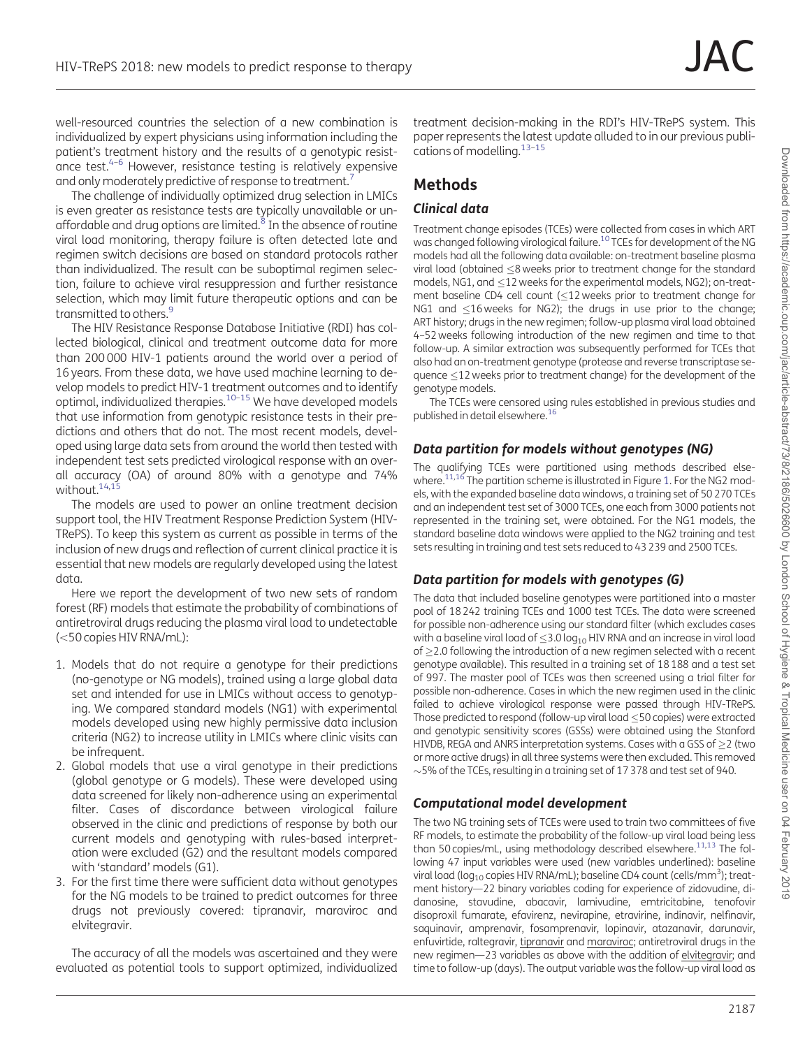well-resourced countries the selection of a new combination is individualized by expert physicians using information including the patient's treatment history and the results of a genotypic resistance test.[4–6] However, resistance testing is relatively expensive and only moderately predictive of response to treatment.[7]

The challenge of individually optimized drug selection in LMICs is even greater as resistance tests are typically unavailable or unaffordable and drug options are limited.[8] In the absence of routine viral load monitoring, therapy failure is often detected late and regimen switch decisions are based on standard protocols rather than individualized. The result can be suboptimal regimen selection, failure to achieve viral resuppression and further resistance selection, which may limit future therapeutic options and can be transmitted to others.[9]

The HIV Resistance Response Database Initiative (RDI) has collected biological, clinical and treatment outcome data for more than 200 000 HIV-1 patients around the world over a period of 16 years. From these data, we have used machine learning to develop models to predict HIV-1 treatment outcomes and to identify optimal, individualized therapies.[10–15] We have developed models that use information from genotypic resistance tests in their predictions and others that do not. The most recent models, developed using large data sets from around the world then tested with independent test sets predicted virological response with an overall accuracy (OA) of around 80% with a genotype and 74% without.[14,15]

The models are used to power an online treatment decision support tool, the HIV Treatment Response Prediction System (HIV-TRePS). To keep this system as current as possible in terms of the inclusion of new drugs and reflection of current clinical practice it is essential that new models are regularly developed using the latest data.

Here we report the development of two new sets of random forest (RF) models that estimate the probability of combinations of antiretroviral drugs reducing the plasma viral load to undetectable (<50 copies HIV RNA/mL):

1. Models that do not require a genotype for their predictions (no-genotype or NG models), trained using a large global data set and intended for use in LMICs without access to genotyping. We compared standard models (NG1) with experimental models developed using new highly permissive data inclusion criteria (NG2) to increase utility in LMICs where clinic visits can be infrequent.
2. Global models that use a viral genotype in their predictions (global genotype or G models). These were developed using data screened for likely non-adherence using an experimental filter. Cases of discordance between virological failure observed in the clinic and predictions of response by both our current models and genotyping with rules-based interpretation were excluded (G2) and the resultant models compared with 'standard' models (G1).
3. For the first time there were sufficient data without genotypes for the NG models to be trained to predict outcomes for three drugs not previously covered: tipranavir, maraviroc and elvitegravir.

The accuracy of all the models was ascertained and they were evaluated as potential tools to support optimized, individualized treatment decision-making in the RDI's HIV-TRePS system. This paper represents the latest update alluded to in our previous publications of modelling.[13–15]

# Methods

## Clinical data

Treatment change episodes (TCEs) were collected from cases in which ART was changed following virological failure.[10] TCEs for development of the NG models had all the following data available: on-treatment baseline plasma viral load (obtained ≤8 weeks prior to treatment change for the standard models, NG1, and ≤12 weeks for the experimental models, NG2); on-treatment baseline CD4 cell count (≤12 weeks prior to treatment change for NG1 and ≤16 weeks for NG2); the drugs in use prior to the change; ART history; drugs in the new regimen; follow-up plasma viral load obtained 4–52 weeks following introduction of the new regimen and time to that follow-up. A similar extraction was subsequently performed for TCEs that also had an on-treatment genotype (protease and reverse transcriptase sequence ≤12 weeks prior to treatment change) for the development of the genotype models.

The TCEs were censored using rules established in previous studies and published in detail elsewhere.[16]

## Data partition for models without genotypes (NG)

The qualifying TCEs were partitioned using methods described elsewhere.[11,16] The partition scheme is illustrated in Figure 1. For the NG2 models, with the expanded baseline data windows, a training set of 50 270 TCEs and an independent test set of 3000 TCEs, one each from 3000 patients not represented in the training set, were obtained. For the NG1 models, the standard baseline data windows were applied to the NG2 training and test sets resulting in training and test sets reduced to 43 239 and 2500 TCEs.

## Data partition for models with genotypes (G)

The data that included baseline genotypes were partitioned into a master pool of 18 242 training TCEs and 1000 test TCEs. The data were screened for possible non-adherence using our standard filter (which excludes cases with a baseline viral load of $\leq 3.0\ \log_{10}$ HIV RNA and an increase in viral load of ≥2.0 following the introduction of a new regimen selected with a recent genotype available). This resulted in a training set of 18 188 and a test set of 997. The master pool of TCEs was then screened using a trial filter for possible non-adherence. Cases in which the new regimen used in the clinic failed to achieve virological response were passed through HIV-TRePS. Those predicted to respond (follow-up viral load ≤50 copies) were extracted and genotypic sensitivity scores (GSSs) were obtained using the Stanford HIVDB, REGA and ANRS interpretation systems. Cases with a GSS of ≥2 (two or more active drugs) in all three systems were then excluded. This removed ~5% of the TCEs, resulting in a training set of 17 378 and test set of 940.

## Computational model development

The two NG training sets of TCEs were used to train two committees of five RF models, to estimate the probability of the follow-up viral load being less than 50 copies/mL, using methodology described elsewhere.[11,13] The following 47 input variables were used (new variables underlined): baseline viral load ($\log_{10}$ copies HIV RNA/mL); baseline CD4 count (cells/mm$^3$); treatment history—22 binary variables coding for experience of zidovudine, didanosine, stavudine, abacavir, lamivudine, emtricitabine, tenofovir disoproxil fumarate, efavirenz, nevirapine, etravirine, indinavir, nelfinavir, saquinavir, amprenavir, fosamprenavir, lopinavir, atazanavir, darunavir, enfuvirtide, raltegravir, <u>tipranavir</u> and <u>maraviroc</u>; antiretroviral drugs in the new regimen—23 variables as above with the addition of <u>elvitegravir</u>; and time to follow-up (days). The output variable was the follow-up viral load as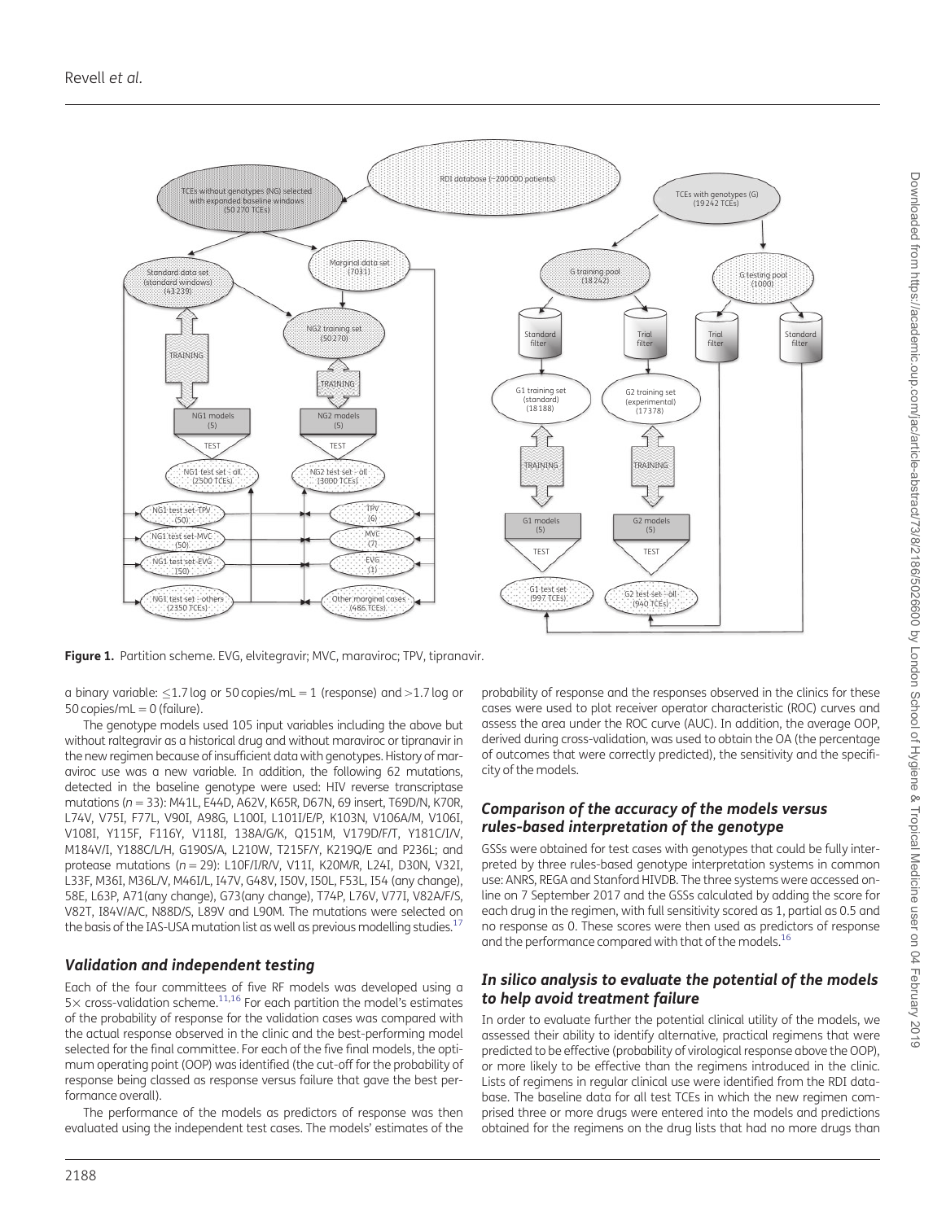**Figure 1.** Partition scheme. EVG, elvitegravir; MVC, maraviroc; TPV, tipranavir.

a binary variable: ≤1.7 log or 50 copies/mL = 1 (response) and >1.7 log or 50 copies/mL = 0 (failure).

The genotype models used 105 input variables including the above but without raltegravir as a historical drug and without maraviroc or tipranavir in the new regimen because of insufficient data with genotypes. History of maraviroc use was a new variable. In addition, the following 62 mutations, detected in the baseline genotype were used: HIV reverse transcriptase mutations ($n = 33$): M41L, E44D, A62V, K65R, D67N, 69 insert, T69D/N, K70R, L74V, V75I, F77L, V90I, A98G, L100I, L101I/E/P, K103N, V106A/M, V106I, V108I, Y115F, F116Y, V118I, 138A/G/K, Q151M, V179D/F/T, Y181C/I/V, M184V/I, Y188C/L/H, G190S/A, L210W, T215F/Y, K219Q/E and P236L; and protease mutations ($n = 29$): L10F/I/R/V, V11I, K20M/R, L24I, D30N, V32I, L33F, M36I, M36L/V, M46I/L, I47V, G48V, I50V, I50L, F53L, I54 (any change), 58E, L63P, A71(any change), G73(any change), T74P, L76V, V77I, V82A/F/S, V82T, I84V/A/C, N88D/S, L89V and L90M. The mutations were selected on the basis of the IAS-USA mutation list as well as previous modelling studies.[17]

### Validation and independent testing

Each of the four committees of five RF models was developed using a 5× cross-validation scheme.[11,16] For each partition the model's estimates of the probability of response for the validation cases was compared with the actual response observed in the clinic and the best-performing model selected for the final committee. For each of the five final models, the optimum operating point (OOP) was identified (the cut-off for the probability of response being classed as response versus failure that gave the best performance overall).

The performance of the models as predictors of response was then evaluated using the independent test cases. The models' estimates of the probability of response and the responses observed in the clinics for these cases were used to plot receiver operator characteristic (ROC) curves and assess the area under the ROC curve (AUC). In addition, the average OOP, derived during cross-validation, was used to obtain the OA (the percentage of outcomes that were correctly predicted), the sensitivity and the specificity of the models.

### Comparison of the accuracy of the models versus rules-based interpretation of the genotype

GSSs were obtained for test cases with genotypes that could be fully interpreted by three rules-based genotype interpretation systems in common use: ANRS, REGA and Stanford HIVDB. The three systems were accessed online on 7 September 2017 and the GSSs calculated by adding the score for each drug in the regimen, with full sensitivity scored as 1, partial as 0.5 and no response as 0. These scores were then used as predictors of response and the performance compared with that of the models.[16]

### In silico analysis to evaluate the potential of the models to help avoid treatment failure

In order to evaluate further the potential clinical utility of the models, we assessed their ability to identify alternative, practical regimens that were predicted to be effective (probability of virological response above the OOP), or more likely to be effective than the regimens introduced in the clinic. Lists of regimens in regular clinical use were identified from the RDI database. The baseline data for all test TCEs in which the new regimen comprised three or more drugs were entered into the models and predictions obtained for the regimens on the drug lists that had no more drugs than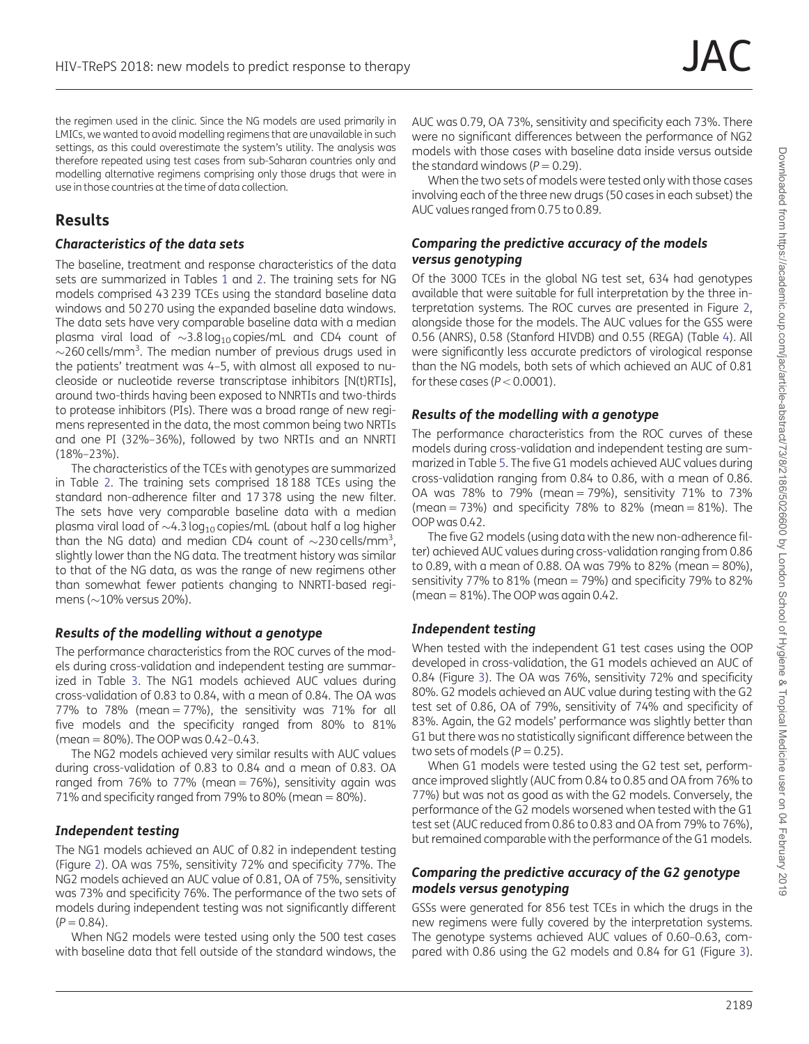the regimen used in the clinic. Since the NG models are used primarily in LMICs, we wanted to avoid modelling regimens that are unavailable in such settings, as this could overestimate the system's utility. The analysis was therefore repeated using test cases from sub-Saharan countries only and modelling alternative regimens comprising only those drugs that were in use in those countries at the time of data collection.

## Results

### *Characteristics of the data sets*

The baseline, treatment and response characteristics of the data sets are summarized in Tables 1 and 2. The training sets for NG models comprised 43 239 TCEs using the standard baseline data windows and 50 270 using the expanded baseline data windows. The data sets have very comparable baseline data with a median plasma viral load of $\sim$3.8 $\log_{10}$ copies/mL and CD4 count of $\sim$260 cells/mm$^3$. The median number of previous drugs used in the patients' treatment was 4–5, with almost all exposed to nucleoside or nucleotide reverse transcriptase inhibitors [N(t)RTIs], around two-thirds having been exposed to NNRTIs and two-thirds to protease inhibitors (PIs). There was a broad range of new regimens represented in the data, the most common being two NRTIs and one PI (32%–36%), followed by two NRTIs and an NNRTI (18%–23%).

The characteristics of the TCEs with genotypes are summarized in Table 2. The training sets comprised 18 188 TCEs using the standard non-adherence filter and 17 378 using the new filter. The sets have very comparable baseline data with a median plasma viral load of $\sim$4.3 $\log_{10}$ copies/mL (about half a log higher than the NG data) and median CD4 count of $\sim$230 cells/mm$^3$, slightly lower than the NG data. The treatment history was similar to that of the NG data, as was the range of new regimens other than somewhat fewer patients changing to NNRTI-based regimens ($\sim$10% versus 20%).

### *Results of the modelling without a genotype*

The performance characteristics from the ROC curves of the models during cross-validation and independent testing are summarized in Table 3. The NG1 models achieved AUC values during cross-validation of 0.83 to 0.84, with a mean of 0.84. The OA was 77% to 78% (mean = 77%), the sensitivity was 71% for all five models and the specificity ranged from 80% to 81% (mean = 80%). The OOP was 0.42–0.43.

The NG2 models achieved very similar results with AUC values during cross-validation of 0.83 to 0.84 and a mean of 0.83. OA ranged from 76% to 77% (mean = 76%), sensitivity again was 71% and specificity ranged from 79% to 80% (mean = 80%).

### *Independent testing*

The NG1 models achieved an AUC of 0.82 in independent testing (Figure 2). OA was 75%, sensitivity 72% and specificity 77%. The NG2 models achieved an AUC value of 0.81, OA of 75%, sensitivity was 73% and specificity 76%. The performance of the two sets of models during independent testing was not significantly different ($P = 0.84$).

When NG2 models were tested using only the 500 test cases with baseline data that fell outside of the standard windows, the AUC was 0.79, OA 73%, sensitivity and specificity each 73%. There were no significant differences between the performance of NG2 models with those cases with baseline data inside versus outside the standard windows ($P = 0.29$).

When the two sets of models were tested only with those cases involving each of the three new drugs (50 cases in each subset) the AUC values ranged from 0.75 to 0.89.

### *Comparing the predictive accuracy of the models versus genotyping*

Of the 3000 TCEs in the global NG test set, 634 had genotypes available that were suitable for full interpretation by the three interpretation systems. The ROC curves are presented in Figure 2, alongside those for the models. The AUC values for the GSS were 0.56 (ANRS), 0.58 (Stanford HIVDB) and 0.55 (REGA) (Table 4). All were significantly less accurate predictors of virological response than the NG models, both sets of which achieved an AUC of 0.81 for these cases ($P < 0.0001$).

### *Results of the modelling with a genotype*

The performance characteristics from the ROC curves of these models during cross-validation and independent testing are summarized in Table 5. The five G1 models achieved AUC values during cross-validation ranging from 0.84 to 0.86, with a mean of 0.86. OA was 78% to 79% (mean = 79%), sensitivity 71% to 73% (mean = 73%) and specificity 78% to 82% (mean = 81%). The OOP was 0.42.

The five G2 models (using data with the new non-adherence filter) achieved AUC values during cross-validation ranging from 0.86 to 0.89, with a mean of 0.88. OA was 79% to 82% (mean = 80%), sensitivity 77% to 81% (mean = 79%) and specificity 79% to 82% (mean = 81%). The OOP was again 0.42.

### *Independent testing*

When tested with the independent G1 test cases using the OOP developed in cross-validation, the G1 models achieved an AUC of 0.84 (Figure 3). The OA was 76%, sensitivity 72% and specificity 80%. G2 models achieved an AUC value during testing with the G2 test set of 0.86, OA of 79%, sensitivity of 74% and specificity of 83%. Again, the G2 models' performance was slightly better than G1 but there was no statistically significant difference between the two sets of models ($P = 0.25$).

When G1 models were tested using the G2 test set, performance improved slightly (AUC from 0.84 to 0.85 and OA from 76% to 77%) but was not as good as with the G2 models. Conversely, the performance of the G2 models worsened when tested with the G1 test set (AUC reduced from 0.86 to 0.83 and OA from 79% to 76%), but remained comparable with the performance of the G1 models.

### *Comparing the predictive accuracy of the G2 genotype models versus genotyping*

GSSs were generated for 856 test TCEs in which the drugs in the new regimens were fully covered by the interpretation systems. The genotype systems achieved AUC values of 0.60–0.63, compared with 0.86 using the G2 models and 0.84 for G1 (Figure 3).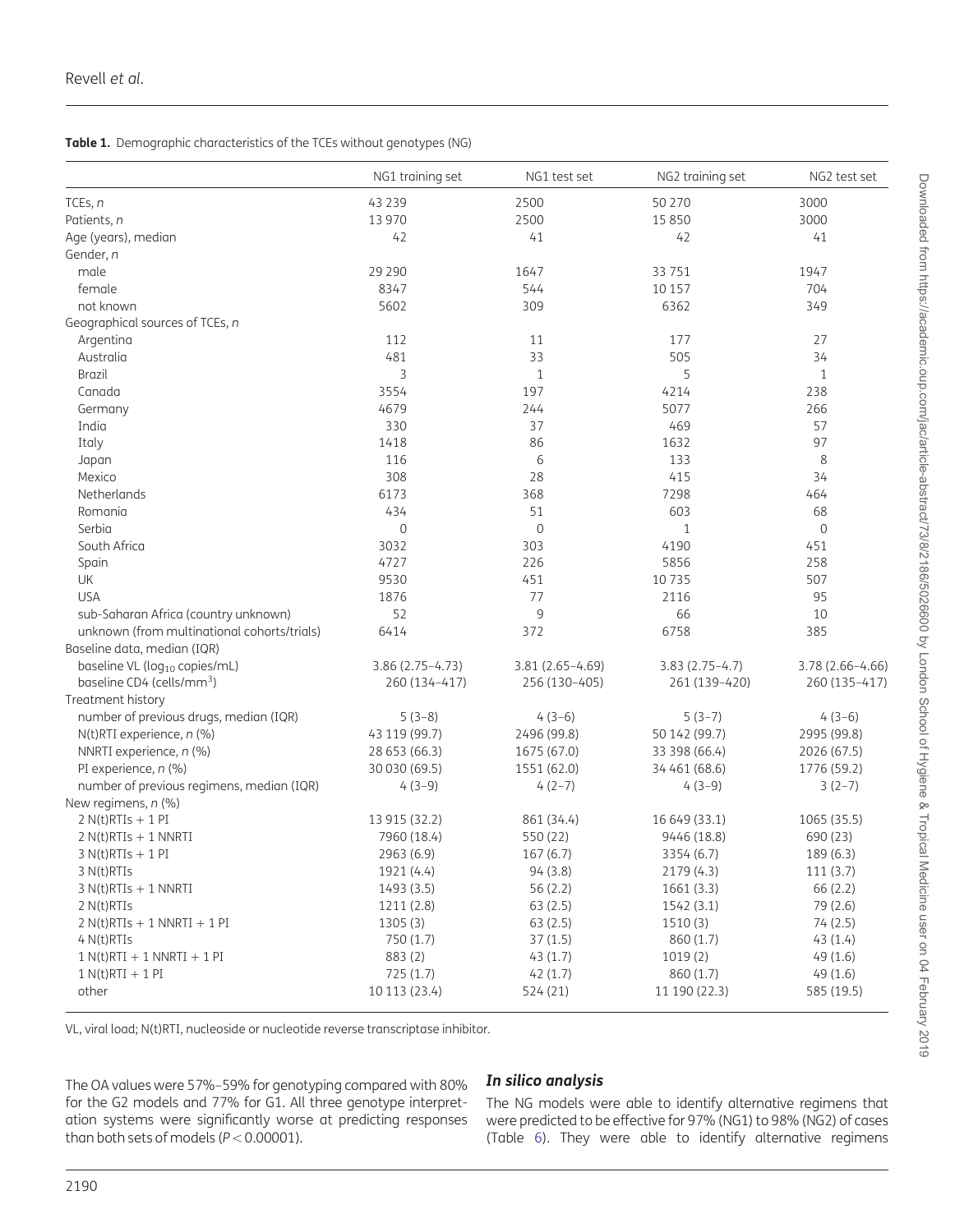**Table 1.** Demographic characteristics of the TCEs without genotypes (NG)

| | NG1 training set | NG1 test set | NG2 training set | NG2 test set |
|---|---|---|---|---|
| TCEs, *n* | 43 239 | 2500 | 50 270 | 3000 |
| Patients, *n* | 13 970 | 2500 | 15 850 | 3000 |
| Age (years), median | 42 | 41 | 42 | 41 |
| Gender, *n* | | | | |
| male | 29 290 | 1647 | 33 751 | 1947 |
| female | 8347 | 544 | 10 157 | 704 |
| not known | 5602 | 309 | 6362 | 349 |
| Geographical sources of TCEs, *n* | | | | |
| Argentina | 112 | 11 | 177 | 27 |
| Australia | 481 | 33 | 505 | 34 |
| Brazil | 3 | 1 | 5 | 1 |
| Canada | 3554 | 197 | 4214 | 238 |
| Germany | 4679 | 244 | 5077 | 266 |
| India | 330 | 37 | 469 | 57 |
| Italy | 1418 | 86 | 1632 | 97 |
| Japan | 116 | 6 | 133 | 8 |
| Mexico | 308 | 28 | 415 | 34 |
| Netherlands | 6173 | 368 | 7298 | 464 |
| Romania | 434 | 51 | 603 | 68 |
| Serbia | 0 | 0 | 1 | 0 |
| South Africa | 3032 | 303 | 4190 | 451 |
| Spain | 4727 | 226 | 5856 | 258 |
| UK | 9530 | 451 | 10 735 | 507 |
| USA | 1876 | 77 | 2116 | 95 |
| sub-Saharan Africa (country unknown) | 52 | 9 | 66 | 10 |
| unknown (from multinational cohorts/trials) | 6414 | 372 | 6758 | 385 |
| Baseline data, median (IQR) | | | | |
| baseline VL ($\log_{10}$ copies/mL) | 3.86 (2.75–4.73) | 3.81 (2.65–4.69) | 3.83 (2.75–4.7) | 3.78 (2.66–4.66) |
| baseline CD4 (cells/mm$^3$) | 260 (134–417) | 256 (130–405) | 261 (139–420) | 260 (135–417) |
| Treatment history | | | | |
| number of previous drugs, median (IQR) | 5 (3–8) | 4 (3–6) | 5 (3–7) | 4 (3–6) |
| N(t)RTI experience, *n* (%) | 43 119 (99.7) | 2496 (99.8) | 50 142 (99.7) | 2995 (99.8) |
| NNRTI experience, *n* (%) | 28 653 (66.3) | 1675 (67.0) | 33 398 (66.4) | 2026 (67.5) |
| PI experience, *n* (%) | 30 030 (69.5) | 1551 (62.0) | 34 461 (68.6) | 1776 (59.2) |
| number of previous regimens, median (IQR) | 4 (3–9) | 4 (2–7) | 4 (3–9) | 3 (2–7) |
| New regimens, *n* (%) | | | | |
| 2 N(t)RTIs + 1 PI | 13 915 (32.2) | 861 (34.4) | 16 649 (33.1) | 1065 (35.5) |
| 2 N(t)RTIs + 1 NNRTI | 7960 (18.4) | 550 (22) | 9446 (18.8) | 690 (23) |
| 3 N(t)RTIs + 1 PI | 2963 (6.9) | 167 (6.7) | 3354 (6.7) | 189 (6.3) |
| 3 N(t)RTIs | 1921 (4.4) | 94 (3.8) | 2179 (4.3) | 111 (3.7) |
| 3 N(t)RTIs + 1 NNRTI | 1493 (3.5) | 56 (2.2) | 1661 (3.3) | 66 (2.2) |
| 2 N(t)RTIs | 1211 (2.8) | 63 (2.5) | 1542 (3.1) | 79 (2.6) |
| 2 N(t)RTIs + 1 NNRTI + 1 PI | 1305 (3) | 63 (2.5) | 1510 (3) | 74 (2.5) |
| 4 N(t)RTIs | 750 (1.7) | 37 (1.5) | 860 (1.7) | 43 (1.4) |
| 1 N(t)RTI + 1 NNRTI + 1 PI | 883 (2) | 43 (1.7) | 1019 (2) | 49 (1.6) |
| 1 N(t)RTI + 1 PI | 725 (1.7) | 42 (1.7) | 860 (1.7) | 49 (1.6) |
| other | 10 113 (23.4) | 524 (21) | 11 190 (22.3) | 585 (19.5) |

VL, viral load; N(t)RTI, nucleoside or nucleotide reverse transcriptase inhibitor.

The OA values were 57%–59% for genotyping compared with 80% for the G2 models and 77% for G1. All three genotype interpretation systems were significantly worse at predicting responses than both sets of models ($P < 0.00001$).

### *In silico analysis*

The NG models were able to identify alternative regimens that were predicted to be effective for 97% (NG1) to 98% (NG2) of cases (Table 6). They were able to identify alternative regimens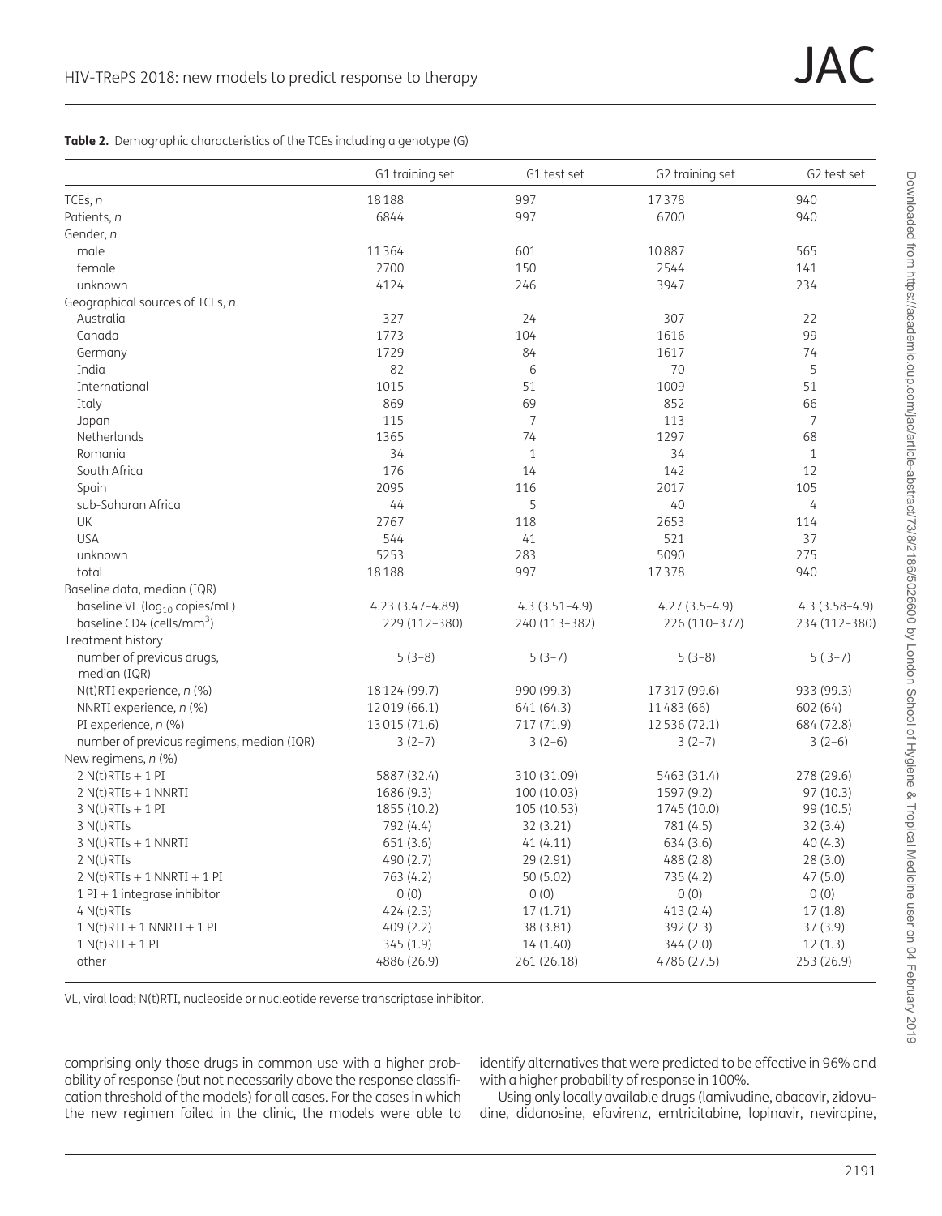**Table 2.** Demographic characteristics of the TCEs including a genotype (G)

| | G1 training set | G1 test set | G2 training set | G2 test set |
|---|---|---|---|---|
| TCEs, *n* | 18188 | 997 | 17378 | 940 |
| Patients, *n* | 6844 | 997 | 6700 | 940 |
| Gender, *n* | | | | |
| male | 11364 | 601 | 10887 | 565 |
| female | 2700 | 150 | 2544 | 141 |
| unknown | 4124 | 246 | 3947 | 234 |
| Geographical sources of TCEs, *n* | | | | |
| Australia | 327 | 24 | 307 | 22 |
| Canada | 1773 | 104 | 1616 | 99 |
| Germany | 1729 | 84 | 1617 | 74 |
| India | 82 | 6 | 70 | 5 |
| International | 1015 | 51 | 1009 | 51 |
| Italy | 869 | 69 | 852 | 66 |
| Japan | 115 | 7 | 113 | 7 |
| Netherlands | 1365 | 74 | 1297 | 68 |
| Romania | 34 | 1 | 34 | 1 |
| South Africa | 176 | 14 | 142 | 12 |
| Spain | 2095 | 116 | 2017 | 105 |
| sub-Saharan Africa | 44 | 5 | 40 | 4 |
| UK | 2767 | 118 | 2653 | 114 |
| USA | 544 | 41 | 521 | 37 |
| unknown | 5253 | 283 | 5090 | 275 |
| total | 18188 | 997 | 17378 | 940 |
| Baseline data, median (IQR) | | | | |
| baseline VL ($\log_{10}$ copies/mL) | 4.23 (3.47–4.89) | 4.3 (3.51–4.9) | 4.27 (3.5–4.9) | 4.3 (3.58–4.9) |
| baseline CD4 (cells/mm$^3$) | 229 (112–380) | 240 (113–382) | 226 (110–377) | 234 (112–380) |
| Treatment history | | | | |
| number of previous drugs, median (IQR) | 5 (3–8) | 5 (3–7) | 5 (3–8) | 5 (3–7) |
| N(t)RTI experience, *n* (%) | 18124 (99.7) | 990 (99.3) | 17317 (99.6) | 933 (99.3) |
| NNRTI experience, *n* (%) | 12019 (66.1) | 641 (64.3) | 11483 (66) | 602 (64) |
| PI experience, *n* (%) | 13015 (71.6) | 717 (71.9) | 12536 (72.1) | 684 (72.8) |
| number of previous regimens, median (IQR) | 3 (2–7) | 3 (2–6) | 3 (2–7) | 3 (2–6) |
| New regimens, *n* (%) | | | | |
| 2 N(t)RTIs + 1 PI | 5887 (32.4) | 310 (31.09) | 5463 (31.4) | 278 (29.6) |
| 2 N(t)RTIs + 1 NNRTI | 1686 (9.3) | 100 (10.03) | 1597 (9.2) | 97 (10.3) |
| 3 N(t)RTIs + 1 PI | 1855 (10.2) | 105 (10.53) | 1745 (10.0) | 99 (10.5) |
| 3 N(t)RTIs | 792 (4.4) | 32 (3.21) | 781 (4.5) | 32 (3.4) |
| 3 N(t)RTIs + 1 NNRTI | 651 (3.6) | 41 (4.11) | 634 (3.6) | 40 (4.3) |
| 2 N(t)RTIs | 490 (2.7) | 29 (2.91) | 488 (2.8) | 28 (3.0) |
| 2 N(t)RTIs + 1 NNRTI + 1 PI | 763 (4.2) | 50 (5.02) | 735 (4.2) | 47 (5.0) |
| 1 PI + 1 integrase inhibitor | 0 (0) | 0 (0) | 0 (0) | 0 (0) |
| 4 N(t)RTIs | 424 (2.3) | 17 (1.71) | 413 (2.4) | 17 (1.8) |
| 1 N(t)RTI + 1 NNRTI + 1 PI | 409 (2.2) | 38 (3.81) | 392 (2.3) | 37 (3.9) |
| 1 N(t)RTI + 1 PI | 345 (1.9) | 14 (1.40) | 344 (2.0) | 12 (1.3) |
| other | 4886 (26.9) | 261 (26.18) | 4786 (27.5) | 253 (26.9) |

VL, viral load; N(t)RTI, nucleoside or nucleotide reverse transcriptase inhibitor.

comprising only those drugs in common use with a higher probability of response (but not necessarily above the response classification threshold of the models) for all cases. For the cases in which the new regimen failed in the clinic, the models were able to identify alternatives that were predicted to be effective in 96% and with a higher probability of response in 100%.

Using only locally available drugs (lamivudine, abacavir, zidovudine, didanosine, efavirenz, emtricitabine, lopinavir, nevirapine,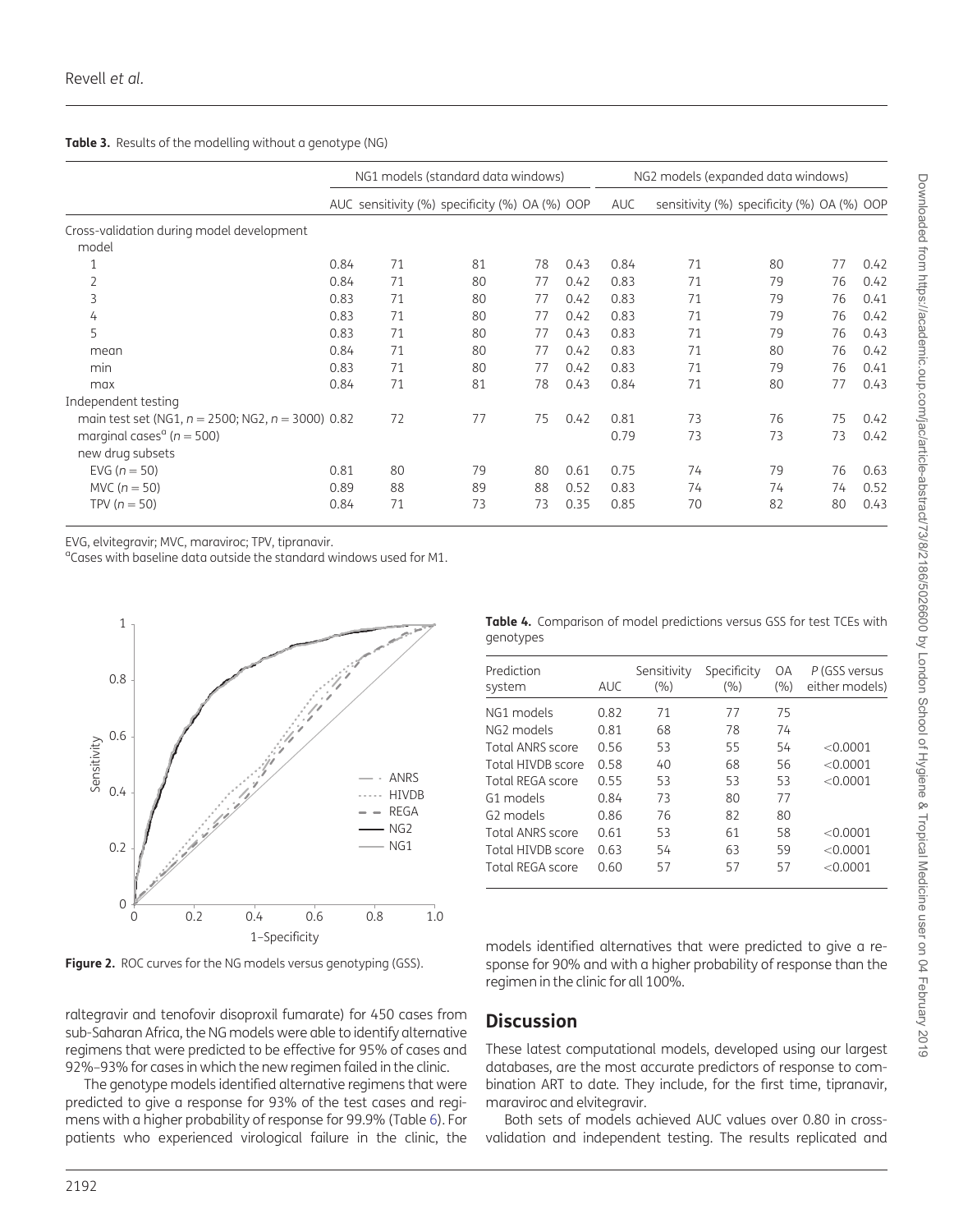**Table 3.** Results of the modelling without a genotype (NG)

| | NG1 models (standard data windows) | | | | | NG2 models (expanded data windows) | | | | |
|---|---|---|---|---|---|---|---|---|---|---|
| | AUC | sensitivity (%) | specificity (%) | OA (%) | OOP | AUC | sensitivity (%) | specificity (%) | OA (%) | OOP |
| Cross-validation during model development | | | | | | | | | | |
| model | | | | | | | | | | |
| 1 | 0.84 | 71 | 81 | 78 | 0.43 | 0.84 | 71 | 80 | 77 | 0.42 |
| 2 | 0.84 | 71 | 80 | 77 | 0.42 | 0.83 | 71 | 79 | 76 | 0.42 |
| 3 | 0.83 | 71 | 80 | 77 | 0.42 | 0.83 | 71 | 79 | 76 | 0.41 |
| 4 | 0.83 | 71 | 80 | 77 | 0.42 | 0.83 | 71 | 79 | 76 | 0.42 |
| 5 | 0.83 | 71 | 80 | 77 | 0.43 | 0.83 | 71 | 79 | 76 | 0.43 |
| mean | 0.84 | 71 | 80 | 77 | 0.42 | 0.83 | 71 | 80 | 76 | 0.42 |
| min | 0.83 | 71 | 80 | 77 | 0.42 | 0.83 | 71 | 79 | 76 | 0.41 |
| max | 0.84 | 71 | 81 | 78 | 0.43 | 0.84 | 71 | 80 | 77 | 0.43 |
| Independent testing | | | | | | | | | | |
| main test set (NG1, $n=2500$; NG2, $n=3000$) | 0.82 | 72 | 77 | 75 | 0.42 | 0.81 | 73 | 76 | 75 | 0.42 |
| marginal cases[a] ($n=500$) | | | | | | 0.79 | 73 | 73 | 73 | 0.42 |
| new drug subsets | | | | | | | | | | |
| EVG ($n=50$) | 0.81 | 80 | 79 | 80 | 0.61 | 0.75 | 74 | 79 | 76 | 0.63 |
| MVC ($n=50$) | 0.89 | 88 | 89 | 88 | 0.52 | 0.83 | 74 | 74 | 74 | 0.52 |
| TPV ($n=50$) | 0.84 | 71 | 73 | 73 | 0.35 | 0.85 | 70 | 82 | 80 | 0.43 |

EVG, elvitegravir; MVC, maraviroc; TPV, tipranavir.
[a]Cases with baseline data outside the standard windows used for M1.

**Figure 2.** ROC curves for the NG models versus genotyping (GSS).

**Table 4.** Comparison of model predictions versus GSS for test TCEs with genotypes

| Prediction system | AUC | Sensitivity (%) | Specificity (%) | OA (%) | P (GSS versus either models) |
|---|---|---|---|---|---|
| NG1 models | 0.82 | 71 | 77 | 75 | |
| NG2 models | 0.81 | 68 | 78 | 74 | |
| Total ANRS score | 0.56 | 53 | 55 | 54 | <0.0001 |
| Total HIVDB score | 0.58 | 40 | 68 | 56 | <0.0001 |
| Total REGA score | 0.55 | 53 | 53 | 53 | <0.0001 |
| G1 models | 0.84 | 73 | 80 | 77 | |
| G2 models | 0.86 | 76 | 82 | 80 | |
| Total ANRS score | 0.61 | 53 | 61 | 58 | <0.0001 |
| Total HIVDB score | 0.63 | 54 | 63 | 59 | <0.0001 |
| Total REGA score | 0.60 | 57 | 57 | 57 | <0.0001 |

raltegravir and tenofovir disoproxil fumarate) for 450 cases from sub-Saharan Africa, the NG models were able to identify alternative regimens that were predicted to be effective for 95% of cases and 92%–93% for cases in which the new regimen failed in the clinic.

The genotype models identified alternative regimens that were predicted to give a response for 93% of the test cases and regimens with a higher probability of response for 99.9% (Table 6). For patients who experienced virological failure in the clinic, the models identified alternatives that were predicted to give a response for 90% and with a higher probability of response than the regimen in the clinic for all 100%.

## Discussion

These latest computational models, developed using our largest databases, are the most accurate predictors of response to combination ART to date. They include, for the first time, tipranavir, maraviroc and elvitegravir.

Both sets of models achieved AUC values over 0.80 in cross-validation and independent testing. The results replicated and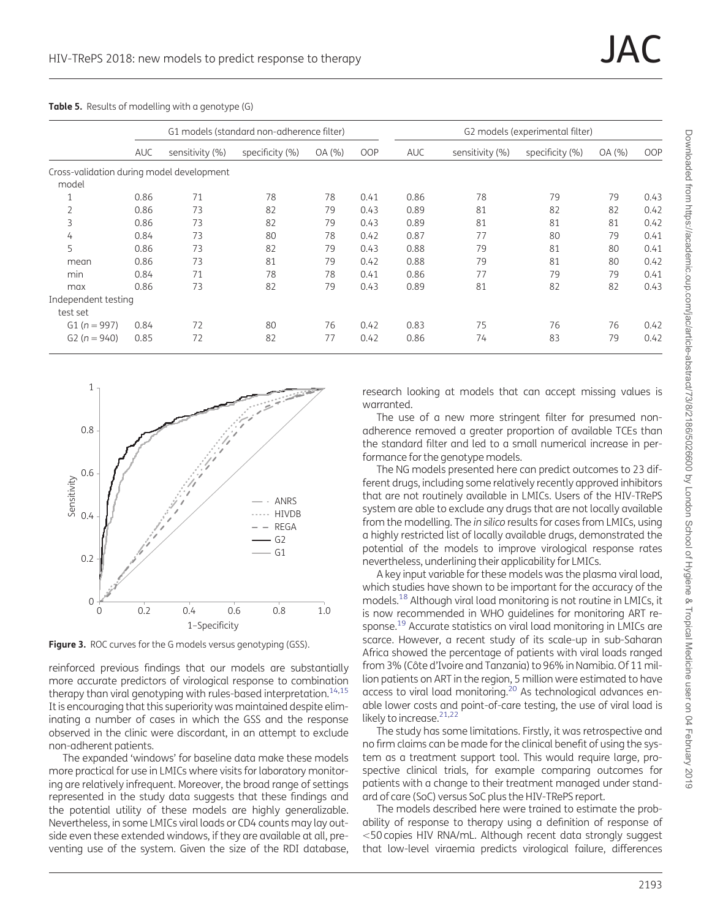**Table 5.** Results of modelling with a genotype (G)

| | G1 models (standard non-adherence filter) | | | | | G2 models (experimental filter) | | | | |
|---|---|---|---|---|---|---|---|---|---|---|
| | AUC | sensitivity (%) | specificity (%) | OA (%) | OOP | AUC | sensitivity (%) | specificity (%) | OA (%) | OOP |
| Cross-validation during model development | | | | | | | | | | |
| model | | | | | | | | | | |
| 1 | 0.86 | 71 | 78 | 78 | 0.41 | 0.86 | 78 | 79 | 79 | 0.43 |
| 2 | 0.86 | 73 | 82 | 79 | 0.43 | 0.89 | 81 | 82 | 82 | 0.42 |
| 3 | 0.86 | 73 | 82 | 79 | 0.43 | 0.89 | 81 | 81 | 81 | 0.42 |
| 4 | 0.84 | 73 | 80 | 78 | 0.42 | 0.87 | 77 | 80 | 79 | 0.41 |
| 5 | 0.86 | 73 | 82 | 79 | 0.43 | 0.88 | 79 | 81 | 80 | 0.41 |
| mean | 0.86 | 73 | 81 | 79 | 0.42 | 0.88 | 79 | 81 | 80 | 0.42 |
| min | 0.84 | 71 | 78 | 78 | 0.41 | 0.86 | 77 | 79 | 79 | 0.41 |
| max | 0.86 | 73 | 82 | 79 | 0.43 | 0.89 | 81 | 82 | 82 | 0.43 |
| Independent testing | | | | | | | | | | |
| test set | | | | | | | | | | |
| G1 ($n = 997$) | 0.84 | 72 | 80 | 76 | 0.42 | 0.83 | 75 | 76 | 76 | 0.42 |
| G2 ($n = 940$) | 0.85 | 72 | 82 | 77 | 0.42 | 0.86 | 74 | 83 | 79 | 0.42 |

**Figure 3.** ROC curves for the G models versus genotyping (GSS).

reinforced previous findings that our models are substantially more accurate predictors of virological response to combination therapy than viral genotyping with rules-based interpretation.[14,15] It is encouraging that this superiority was maintained despite eliminating a number of cases in which the GSS and the response observed in the clinic were discordant, in an attempt to exclude non-adherent patients.

The expanded 'windows' for baseline data make these models more practical for use in LMICs where visits for laboratory monitoring are relatively infrequent. Moreover, the broad range of settings represented in the study data suggests that these findings and the potential utility of these models are highly generalizable. Nevertheless, in some LMICs viral loads or CD4 counts may lay outside even these extended windows, if they are available at all, preventing use of the system. Given the size of the RDI database, research looking at models that can accept missing values is warranted.

The use of a new more stringent filter for presumed non-adherence removed a greater proportion of available TCEs than the standard filter and led to a small numerical increase in performance for the genotype models.

The NG models presented here can predict outcomes to 23 different drugs, including some relatively recently approved inhibitors that are not routinely available in LMICs. Users of the HIV-TRePS system are able to exclude any drugs that are not locally available from the modelling. The *in silico* results for cases from LMICs, using a highly restricted list of locally available drugs, demonstrated the potential of the models to improve virological response rates nevertheless, underlining their applicability for LMICs.

A key input variable for these models was the plasma viral load, which studies have shown to be important for the accuracy of the models.[18] Although viral load monitoring is not routine in LMICs, it is now recommended in WHO guidelines for monitoring ART response.[19] Accurate statistics on viral load monitoring in LMICs are scarce. However, a recent study of its scale-up in sub-Saharan Africa showed the percentage of patients with viral loads ranged from 3% (Côte d'Ivoire and Tanzania) to 96% in Namibia. Of 11 million patients on ART in the region, 5 million were estimated to have access to viral load monitoring.[20] As technological advances enable lower costs and point-of-care testing, the use of viral load is likely to increase.[21,22]

The study has some limitations. Firstly, it was retrospective and no firm claims can be made for the clinical benefit of using the system as a treatment support tool. This would require large, prospective clinical trials, for example comparing outcomes for patients with a change to their treatment managed under standard of care (SoC) versus SoC plus the HIV-TRePS report.

The models described here were trained to estimate the probability of response to therapy using a definition of response of <50 copies HIV RNA/mL. Although recent data strongly suggest that low-level viraemia predicts virological failure, differences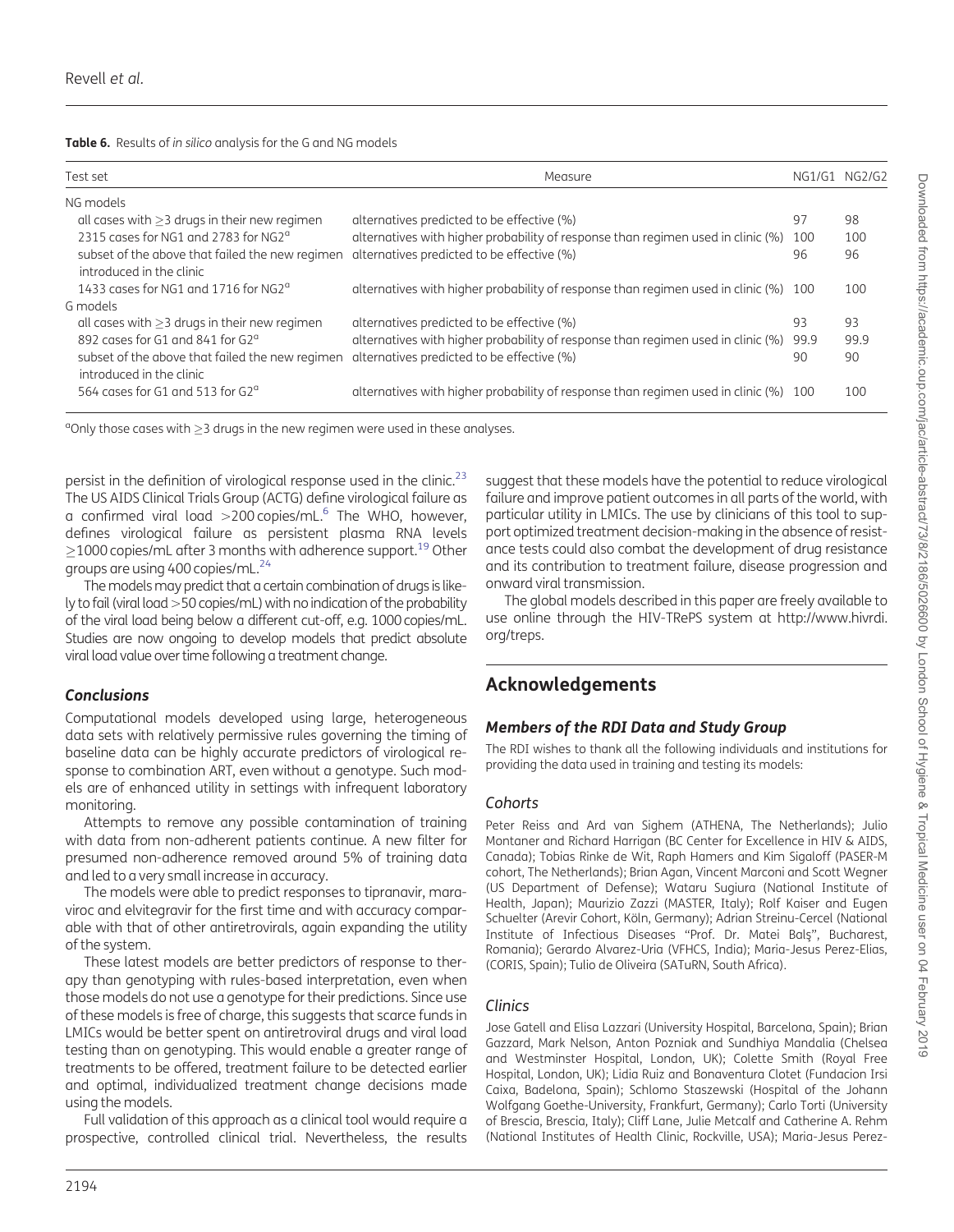**Table 6.** Results of *in silico* analysis for the G and NG models

| Test set | Measure | NG1/G1 | NG2/G2 |
|---|---|---|---|
| NG models | | | |
| all cases with ≥3 drugs in their new regimen | alternatives predicted to be effective (%) | 97 | 98 |
| 2315 cases for NG1 and 2783 for NG2[a] | alternatives with higher probability of response than regimen used in clinic (%) | 100 | 100 |
| subset of the above that failed the new regimen introduced in the clinic | alternatives predicted to be effective (%) | 96 | 96 |
| 1433 cases for NG1 and 1716 for NG2[a] | alternatives with higher probability of response than regimen used in clinic (%) | 100 | 100 |
| G models | | | |
| all cases with ≥3 drugs in their new regimen | alternatives predicted to be effective (%) | 93 | 93 |
| 892 cases for G1 and 841 for G2[a] | alternatives with higher probability of response than regimen used in clinic (%) | 99.9 | 99.9 |
| subset of the above that failed the new regimen introduced in the clinic | alternatives predicted to be effective (%) | 90 | 90 |
| 564 cases for G1 and 513 for G2[a] | alternatives with higher probability of response than regimen used in clinic (%) | 100 | 100 |

[a]Only those cases with ≥3 drugs in the new regimen were used in these analyses.

persist in the definition of virological response used in the clinic.[23] The US AIDS Clinical Trials Group (ACTG) define virological failure as a confirmed viral load >200 copies/mL.[6] The WHO, however, defines virological failure as persistent plasma RNA levels ≥1000 copies/mL after 3 months with adherence support.[19] Other groups are using 400 copies/mL.[24]

The models may predict that a certain combination of drugs is likely to fail (viral load >50 copies/mL) with no indication of the probability of the viral load being below a different cut-off, e.g. 1000 copies/mL. Studies are now ongoing to develop models that predict absolute viral load value over time following a treatment change.

### *Conclusions*

Computational models developed using large, heterogeneous data sets with relatively permissive rules governing the timing of baseline data can be highly accurate predictors of virological response to combination ART, even without a genotype. Such models are of enhanced utility in settings with infrequent laboratory monitoring.

Attempts to remove any possible contamination of training with data from non-adherent patients continue. A new filter for presumed non-adherence removed around 5% of training data and led to a very small increase in accuracy.

The models were able to predict responses to tipranavir, maraviroc and elvitegravir for the first time and with accuracy comparable with that of other antiretrovirals, again expanding the utility of the system.

These latest models are better predictors of response to therapy than genotyping with rules-based interpretation, even when those models do not use a genotype for their predictions. Since use of these models is free of charge, this suggests that scarce funds in LMICs would be better spent on antiretroviral drugs and viral load testing than on genotyping. This would enable a greater range of treatments to be offered, treatment failure to be detected earlier and optimal, individualized treatment change decisions made using the models.

Full validation of this approach as a clinical tool would require a prospective, controlled clinical trial. Nevertheless, the results suggest that these models have the potential to reduce virological failure and improve patient outcomes in all parts of the world, with particular utility in LMICs. The use by clinicians of this tool to support optimized treatment decision-making in the absence of resistance tests could also combat the development of drug resistance and its contribution to treatment failure, disease progression and onward viral transmission.

The global models described in this paper are freely available to use online through the HIV-TRePS system at http://www.hivrdi.org/treps.

## Acknowledgements

### *Members of the RDI Data and Study Group*

The RDI wishes to thank all the following individuals and institutions for providing the data used in training and testing its models:

#### *Cohorts*

Peter Reiss and Ard van Sighem (ATHENA, The Netherlands); Julio Montaner and Richard Harrigan (BC Center for Excellence in HIV & AIDS, Canada); Tobias Rinke de Wit, Raph Hamers and Kim Sigaloff (PASER-M cohort, The Netherlands); Brian Agan, Vincent Marconi and Scott Wegner (US Department of Defense); Wataru Sugiura (National Institute of Health, Japan); Maurizio Zazzi (MASTER, Italy); Rolf Kaiser and Eugen Schuelter (Arevir Cohort, Köln, Germany); Adrian Streinu-Cercel (National Institute of Infectious Diseases "Prof. Dr. Matei Balş", Bucharest, Romania); Gerardo Alvarez-Uria (VFHCS, India); Maria-Jesus Perez-Elias, (CORIS, Spain); Tulio de Oliveira (SATuRN, South Africa).

#### *Clinics*

Jose Gatell and Elisa Lazzari (University Hospital, Barcelona, Spain); Brian Gazzard, Mark Nelson, Anton Pozniak and Sundhiya Mandalia (Chelsea and Westminster Hospital, London, UK); Colette Smith (Royal Free Hospital, London, UK); Lidia Ruiz and Bonaventura Clotet (Fundacion Irsi Caixa, Badelona, Spain); Schlomo Staszewski (Hospital of the Johann Wolfgang Goethe-University, Frankfurt, Germany); Carlo Torti (University of Brescia, Brescia, Italy); Cliff Lane, Julie Metcalf and Catherine A. Rehm (National Institutes of Health Clinic, Rockville, USA); Maria-Jesus Perez-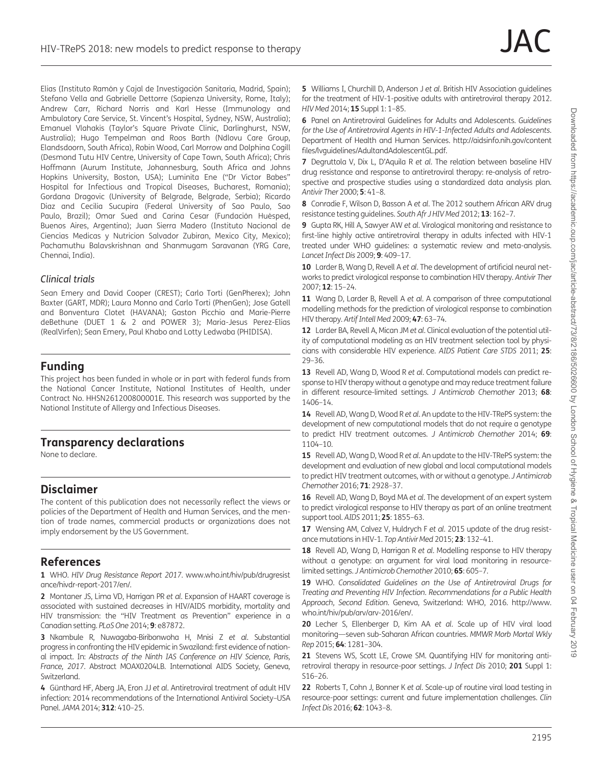Elias (Instituto Ramón y Cajal de Investigación Sanitaria, Madrid, Spain); Stefano Vella and Gabrielle Dettorre (Sapienza University, Rome, Italy); Andrew Carr, Richard Norris and Karl Hesse (Immunology and Ambulatory Care Service, St. Vincent's Hospital, Sydney, NSW, Australia); Emanuel Vlahakis (Taylor's Square Private Clinic, Darlinghurst, NSW, Australia); Hugo Tempelman and Roos Barth (Ndlovu Care Group, Elandsdoorn, South Africa), Robin Wood, Carl Morrow and Dolphina Cogill (Desmond Tutu HIV Centre, University of Cape Town, South Africa); Chris Hoffmann (Aurum Institute, Johannesburg, South Africa and Johns Hopkins University, Boston, USA); Luminita Ene ("Dr Victor Babes" Hospital for Infectious and Tropical Diseases, Bucharest, Romania); Gordana Dragovic (University of Belgrade, Belgrade, Serbia); Ricardo Diaz and Cecilia Sucupira (Federal University of Sao Paulo, Sao Paulo, Brazil); Omar Sued and Carina Cesar (Fundación Huésped, Buenos Aires, Argentina); Juan Sierra Madero (Instituto Nacional de Ciencias Medicas y Nutricion Salvador Zubiran, Mexico City, Mexico); Pachamuthu Balavskrishnan and Shanmugam Saravanan (YRG Care, Chennai, India).

### *Clinical trials*

Sean Emery and David Cooper (CREST); Carlo Torti (GenPherex); John Baxter (GART, MDR); Laura Monno and Carlo Torti (PhenGen); Jose Gatell and Bonventura Clotet (HAVANA); Gaston Picchio and Marie-Pierre deBethune (DUET 1 & 2 and POWER 3); Maria-Jesus Perez-Elias (RealVirfen); Sean Emery, Paul Khabo and Lotty Ledwaba (PHIDISA).

## Funding

This project has been funded in whole or in part with federal funds from the National Cancer Institute, National Institutes of Health, under Contract No. HHSN261200800001E. This research was supported by the National Institute of Allergy and Infectious Diseases.

## Transparency declarations

None to declare.

## Disclaimer

The content of this publication does not necessarily reflect the views or policies of the Department of Health and Human Services, and the mention of trade names, commercial products or organizations does not imply endorsement by the US Government.

## References

**1** WHO. *HIV Drug Resistance Report 2017*. www.who.int/hiv/pub/drugresistance/hivdr-report-2017/en/.

**2** Montaner JS, Lima VD, Harrigan PR *et al*. Expansion of HAART coverage is associated with sustained decreases in HIV/AIDS morbidity, mortality and HIV transmission: the "HIV Treatment as Prevention" experience in a Canadian setting. *PLoS One* 2014; **9**: e87872.

**3** Nkambule R, Nuwagaba-Biribonwoha H, Mnisi Z *et al*. Substantial progress in confronting the HIV epidemic in Swaziland: first evidence of national impact. In: *Abstracts of the Ninth IAS Conference on HIV Science, Paris, France, 2017*. Abstract MOAX0204LB. International AIDS Society, Geneva, Switzerland.

**4** Günthard HF, Aberg JA, Eron JJ *et al*. Antiretroviral treatment of adult HIV infection: 2014 recommendations of the International Antiviral Society–USA Panel. *JAMA* 2014; **312**: 410–25.

**5** Williams I, Churchill D, Anderson J *et al*. British HIV Association guidelines for the treatment of HIV-1-positive adults with antiretroviral therapy 2012. *HIV Med* 2014; **15** Suppl 1: 1–85.

**6** Panel on Antiretroviral Guidelines for Adults and Adolescents. *Guidelines for the Use of Antiretroviral Agents in HIV-1-Infected Adults and Adolescents*. Department of Health and Human Services. http://aidsinfo.nih.gov/contentfiles/lvguidelines/AdultandAdolescentGL.pdf.

**7** Degruttola V, Dix L, D'Aquila R *et al*. The relation between baseline HIV drug resistance and response to antiretroviral therapy: re-analysis of retrospective and prospective studies using a standardized data analysis plan. *Antivir Ther* 2000; **5**: 41–8.

**8** Conradie F, Wilson D, Basson A *et al*. The 2012 southern African ARV drug resistance testing guidelines. *South Afr J HIV Med* 2012; **13**: 162–7.

**9** Gupta RK, Hill A, Sawyer AW *et al*. Virological monitoring and resistance to first-line highly active antiretroviral therapy in adults infected with HIV-1 treated under WHO guidelines: a systematic review and meta-analysis. *Lancet Infect Dis* 2009; **9**: 409–17.

**10** Larder B, Wang D, Revell A *et al*. The development of artificial neural networks to predict virological response to combination HIV therapy. *Antivir Ther* 2007; **12**: 15–24.

**11** Wang D, Larder B, Revell A *et al*. A comparison of three computational modelling methods for the prediction of virological response to combination HIV therapy. *Artif Intell Med* 2009; **47**: 63–74.

**12** Larder BA, Revell A, Mican JM *et al*. Clinical evaluation of the potential utility of computational modeling as an HIV treatment selection tool by physicians with considerable HIV experience. *AIDS Patient Care STDS* 2011; **25**: 29–36.

**13** Revell AD, Wang D, Wood R *et al*. Computational models can predict response to HIV therapy without a genotype and may reduce treatment failure in different resource-limited settings. *J Antimicrob Chemother* 2013; **68**: 1406–14.

**14** Revell AD, Wang D, Wood R *et al*. An update to the HIV-TRePS system: the development of new computational models that do not require a genotype to predict HIV treatment outcomes. *J Antimicrob Chemother* 2014; **69**: 1104–10.

**15** Revell AD, Wang D, Wood R *et al*. An update to the HIV-TRePS system: the development and evaluation of new global and local computational models to predict HIV treatment outcomes, with or without a genotype. *J Antimicrob Chemother* 2016; **71**: 2928–37.

**16** Revell AD, Wang D, Boyd MA *et al*. The development of an expert system to predict virological response to HIV therapy as part of an online treatment support tool. *AIDS* 2011; **25**: 1855–63.

**17** Wensing AM, Calvez V, Huldrych F *et al*. 2015 update of the drug resistance mutations in HIV-1. *Top Antivir Med* 2015; **23**: 132–41.

**18** Revell AD, Wang D, Harrigan R *et al*. Modelling response to HIV therapy without a genotype: an argument for viral load monitoring in resource-limited settings. *J Antimicrob Chemother* 2010; **65**: 605–7.

**19** WHO. *Consolidated Guidelines on the Use of Antiretroviral Drugs for Treating and Preventing HIV Infection. Recommendations for a Public Health Approach, Second Edition*. Geneva, Switzerland: WHO, 2016. http://www.who.int/hiv/pub/arv/arv-2016/en/.

**20** Lecher S, Ellenberger D, Kim AA *et al*. Scale up of HIV viral load monitoring—seven sub-Saharan African countries. *MMWR Morb Mortal Wkly Rep* 2015; **64**: 1281–304.

**21** Stevens WS, Scott LE, Crowe SM. Quantifying HIV for monitoring antiretroviral therapy in resource-poor settings. *J Infect Dis* 2010; **201** Suppl 1: S16–26.

**22** Roberts T, Cohn J, Bonner K *et al*. Scale-up of routine viral load testing in resource-poor settings: current and future implementation challenges. *Clin Infect Dis* 2016; **62**: 1043–8.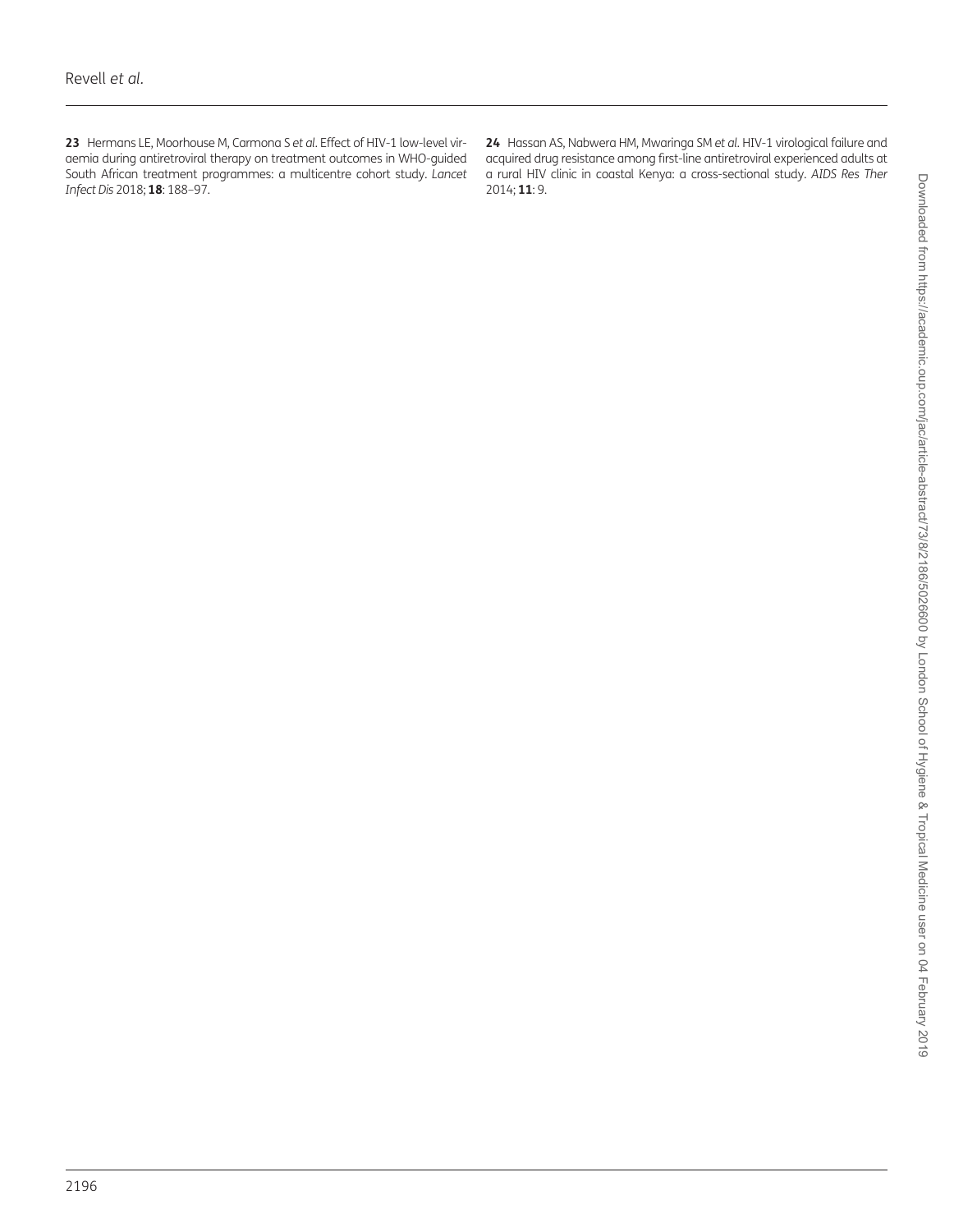**23** Hermans LE, Moorhouse M, Carmona S *et al*. Effect of HIV-1 low-level viraemia during antiretroviral therapy on treatment outcomes in WHO-guided South African treatment programmes: a multicentre cohort study. *Lancet Infect Dis* 2018; **18**: 188–97.

**24** Hassan AS, Nabwera HM, Mwaringa SM *et al*. HIV-1 virological failure and acquired drug resistance among first-line antiretroviral experienced adults at a rural HIV clinic in coastal Kenya: a cross-sectional study. *AIDS Res Ther* 2014; **11**: 9.